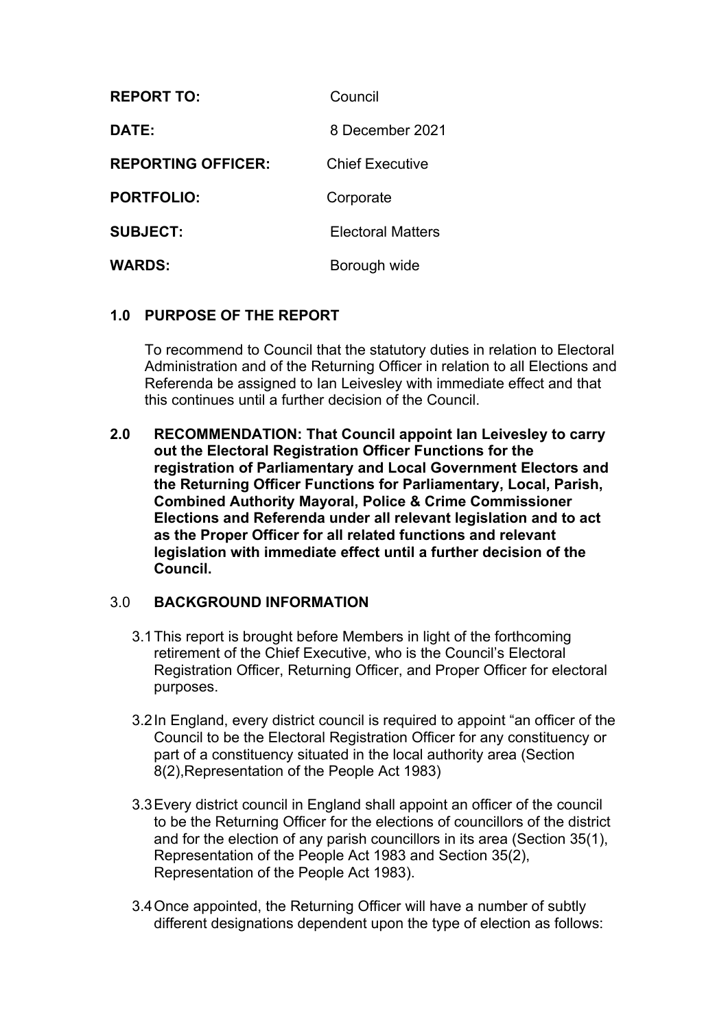| | |
|---|---|
| **REPORT TO:** | Council |
| **DATE:** | 8 December 2021 |
| **REPORTING OFFICER:** | Chief Executive |
| **PORTFOLIO:** | Corporate |
| **SUBJECT:** | Electoral Matters |
| **WARDS:** | Borough wide |

## 1.0 PURPOSE OF THE REPORT

To recommend to Council that the statutory duties in relation to Electoral Administration and of the Returning Officer in relation to all Elections and Referenda be assigned to Ian Leivesley with immediate effect and that this continues until a further decision of the Council.

**2.0 RECOMMENDATION: That Council appoint Ian Leivesley to carry out the Electoral Registration Officer Functions for the registration of Parliamentary and Local Government Electors and the Returning Officer Functions for Parliamentary, Local, Parish, Combined Authority Mayoral, Police & Crime Commissioner Elections and Referenda under all relevant legislation and to act as the Proper Officer for all related functions and relevant legislation with immediate effect until a further decision of the Council.**

## 3.0 BACKGROUND INFORMATION

3.1 This report is brought before Members in light of the forthcoming retirement of the Chief Executive, who is the Council's Electoral Registration Officer, Returning Officer, and Proper Officer for electoral purposes.

3.2 In England, every district council is required to appoint "an officer of the Council to be the Electoral Registration Officer for any constituency or part of a constituency situated in the local authority area (Section 8(2),Representation of the People Act 1983)

3.3 Every district council in England shall appoint an officer of the council to be the Returning Officer for the elections of councillors of the district and for the election of any parish councillors in its area (Section 35(1), Representation of the People Act 1983 and Section 35(2), Representation of the People Act 1983).

3.4 Once appointed, the Returning Officer will have a number of subtly different designations dependent upon the type of election as follows: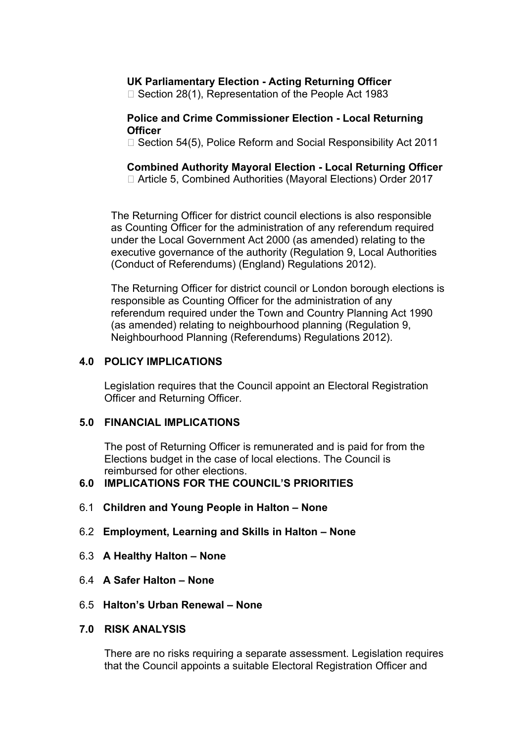**UK Parliamentary Election - Acting Returning Officer**

- Section 28(1), Representation of the People Act 1983

**Police and Crime Commissioner Election - Local Returning Officer**

- Section 54(5), Police Reform and Social Responsibility Act 2011

**Combined Authority Mayoral Election - Local Returning Officer**

- Article 5, Combined Authorities (Mayoral Elections) Order 2017

The Returning Officer for district council elections is also responsible as Counting Officer for the administration of any referendum required under the Local Government Act 2000 (as amended) relating to the executive governance of the authority (Regulation 9, Local Authorities (Conduct of Referendums) (England) Regulations 2012).

The Returning Officer for district council or London borough elections is responsible as Counting Officer for the administration of any referendum required under the Town and Country Planning Act 1990 (as amended) relating to neighbourhood planning (Regulation 9, Neighbourhood Planning (Referendums) Regulations 2012).

## 4.0 POLICY IMPLICATIONS

Legislation requires that the Council appoint an Electoral Registration Officer and Returning Officer.

## 5.0 FINANCIAL IMPLICATIONS

The post of Returning Officer is remunerated and is paid for from the Elections budget in the case of local elections. The Council is reimbursed for other elections.

## 6.0 IMPLICATIONS FOR THE COUNCIL'S PRIORITIES

6.1 **Children and Young People in Halton – None**

6.2 **Employment, Learning and Skills in Halton – None**

6.3 **A Healthy Halton – None**

6.4 **A Safer Halton – None**

6.5 **Halton's Urban Renewal – None**

## 7.0 RISK ANALYSIS

There are no risks requiring a separate assessment. Legislation requires that the Council appoints a suitable Electoral Registration Officer and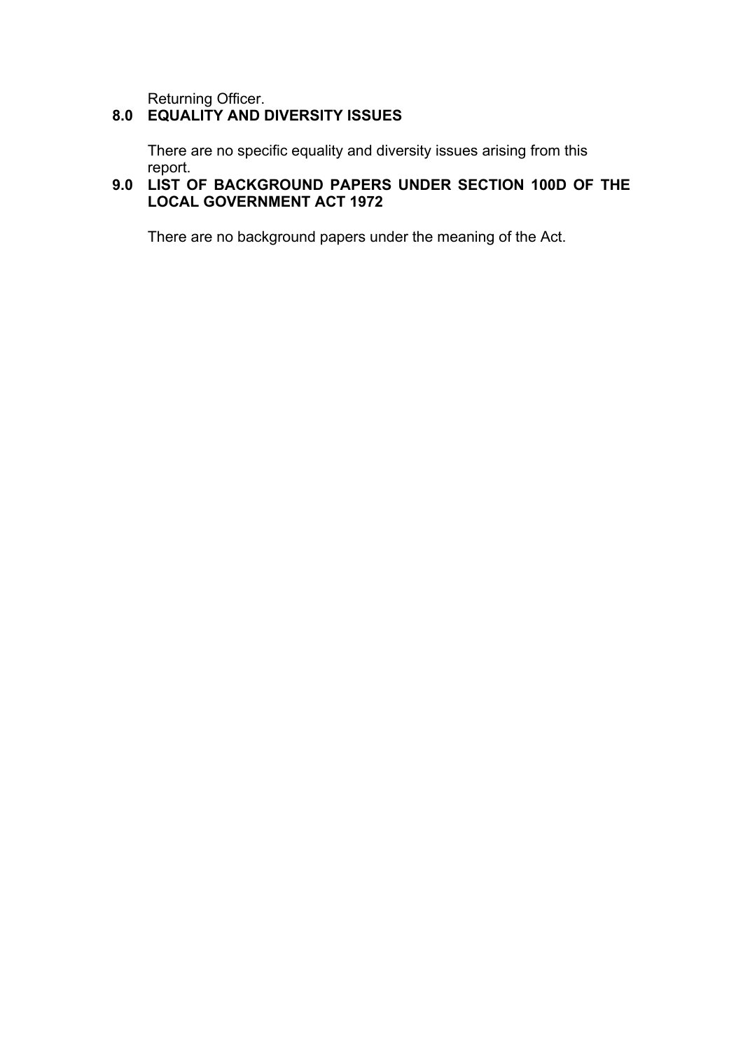Returning Officer.

## 8.0 EQUALITY AND DIVERSITY ISSUES

There are no specific equality and diversity issues arising from this report.

## 9.0 LIST OF BACKGROUND PAPERS UNDER SECTION 100D OF THE LOCAL GOVERNMENT ACT 1972

There are no background papers under the meaning of the Act.